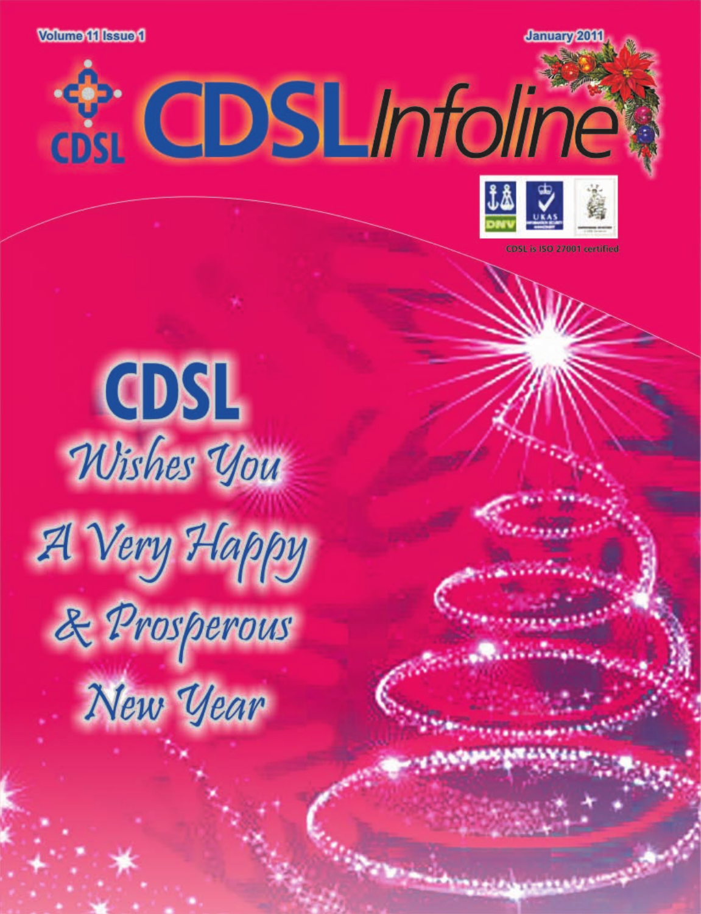Volume 11 Issue 1

January 2011

# CDSL Infoline

CDSL is ISO 27001 certified

## CDSL

*Wishes You*

*A Very Happy*

*& Prosperous*

*New Year*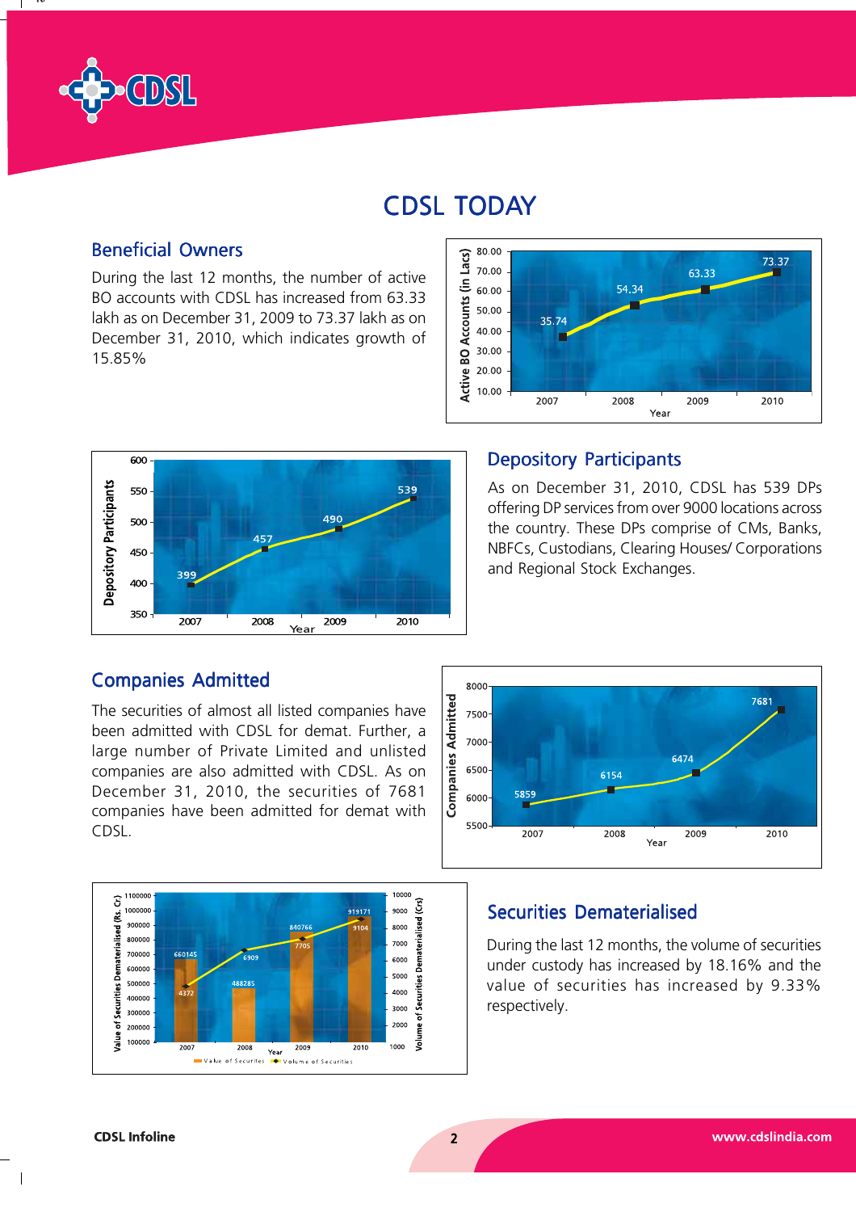# CDSL TODAY

## Beneficial Owners

During the last 12 months, the number of active BO accounts with CDSL has increased from 63.33 lakh as on December 31, 2009 to 73.37 lakh as on December 31, 2010, which indicates growth of 15.85%

## Depository Participants

As on December 31, 2010, CDSL has 539 DPs offering DP services from over 9000 locations across the country. These DPs comprise of CMs, Banks, NBFCs, Custodians, Clearing Houses/ Corporations and Regional Stock Exchanges.

## Companies Admitted

The securities of almost all listed companies have been admitted with CDSL for demat. Further, a large number of Private Limited and unlisted companies are also admitted with CDSL. As on December 31, 2010, the securities of 7681 companies have been admitted for demat with CDSL.

## Securities Dematerialised

During the last 12 months, the volume of securities under custody has increased by 18.16% and the value of securities has increased by 9.33% respectively.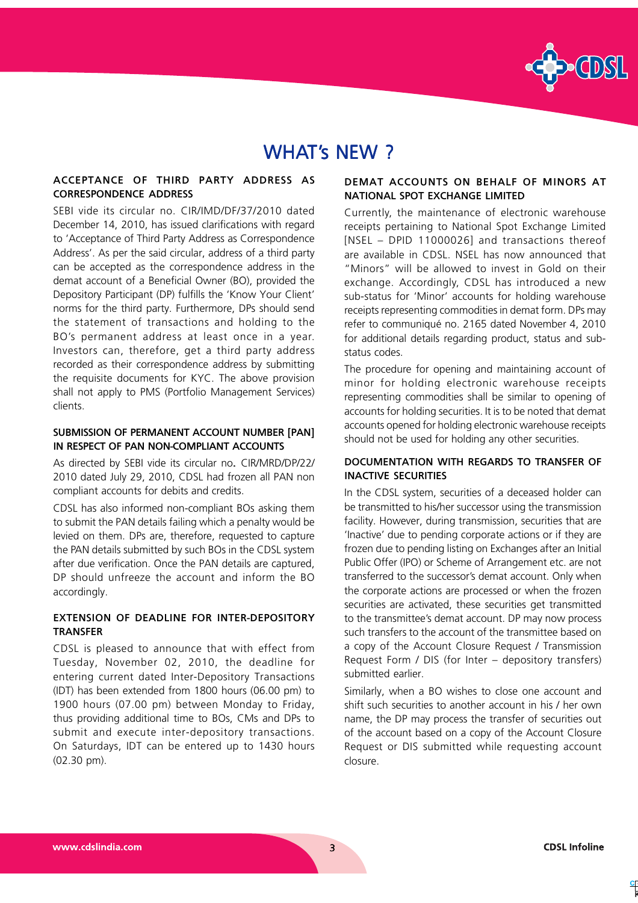# WHAT's NEW ?

## ACCEPTANCE OF THIRD PARTY ADDRESS AS CORRESPONDENCE ADDRESS

SEBI vide its circular no. CIR/IMD/DF/37/2010 dated December 14, 2010, has issued clarifications with regard to 'Acceptance of Third Party Address as Correspondence Address'. As per the said circular, address of a third party can be accepted as the correspondence address in the demat account of a Beneficial Owner (BO), provided the Depository Participant (DP) fulfills the 'Know Your Client' norms for the third party. Furthermore, DPs should send the statement of transactions and holding to the BO's permanent address at least once in a year. Investors can, therefore, get a third party address recorded as their correspondence address by submitting the requisite documents for KYC. The above provision shall not apply to PMS (Portfolio Management Services) clients.

## SUBMISSION OF PERMANENT ACCOUNT NUMBER [PAN] IN RESPECT OF PAN NON-COMPLIANT ACCOUNTS

As directed by SEBI vide its circular no. CIR/MRD/DP/22/2010 dated July 29, 2010, CDSL had frozen all PAN non compliant accounts for debits and credits.

CDSL has also informed non-compliant BOs asking them to submit the PAN details failing which a penalty would be levied on them. DPs are, therefore, requested to capture the PAN details submitted by such BOs in the CDSL system after due verification. Once the PAN details are captured, DP should unfreeze the account and inform the BO accordingly.

## EXTENSION OF DEADLINE FOR INTER-DEPOSITORY TRANSFER

CDSL is pleased to announce that with effect from Tuesday, November 02, 2010, the deadline for entering current dated Inter-Depository Transactions (IDT) has been extended from 1800 hours (06.00 pm) to 1900 hours (07.00 pm) between Monday to Friday, thus providing additional time to BOs, CMs and DPs to submit and execute inter-depository transactions. On Saturdays, IDT can be entered up to 1430 hours (02.30 pm).

## DEMAT ACCOUNTS ON BEHALF OF MINORS AT NATIONAL SPOT EXCHANGE LIMITED

Currently, the maintenance of electronic warehouse receipts pertaining to National Spot Exchange Limited [NSEL – DPID 11000026] and transactions thereof are available in CDSL. NSEL has now announced that "Minors" will be allowed to invest in Gold on their exchange. Accordingly, CDSL has introduced a new sub-status for 'Minor' accounts for holding warehouse receipts representing commodities in demat form. DPs may refer to communiqué no. 2165 dated November 4, 2010 for additional details regarding product, status and sub-status codes.

The procedure for opening and maintaining account of minor for holding electronic warehouse receipts representing commodities shall be similar to opening of accounts for holding securities. It is to be noted that demat accounts opened for holding electronic warehouse receipts should not be used for holding any other securities.

## DOCUMENTATION WITH REGARDS TO TRANSFER OF INACTIVE SECURITIES

In the CDSL system, securities of a deceased holder can be transmitted to his/her successor using the transmission facility. However, during transmission, securities that are 'Inactive' due to pending corporate actions or if they are frozen due to pending listing on Exchanges after an Initial Public Offer (IPO) or Scheme of Arrangement etc. are not transferred to the successor's demat account. Only when the corporate actions are processed or when the frozen securities are activated, these securities get transmitted to the transmittee's demat account. DP may now process such transfers to the account of the transmittee based on a copy of the Account Closure Request / Transmission Request Form / DIS (for Inter – depository transfers) submitted earlier.

Similarly, when a BO wishes to close one account and shift such securities to another account in his / her own name, the DP may process the transfer of securities out of the account based on a copy of the Account Closure Request or DIS submitted while requesting account closure.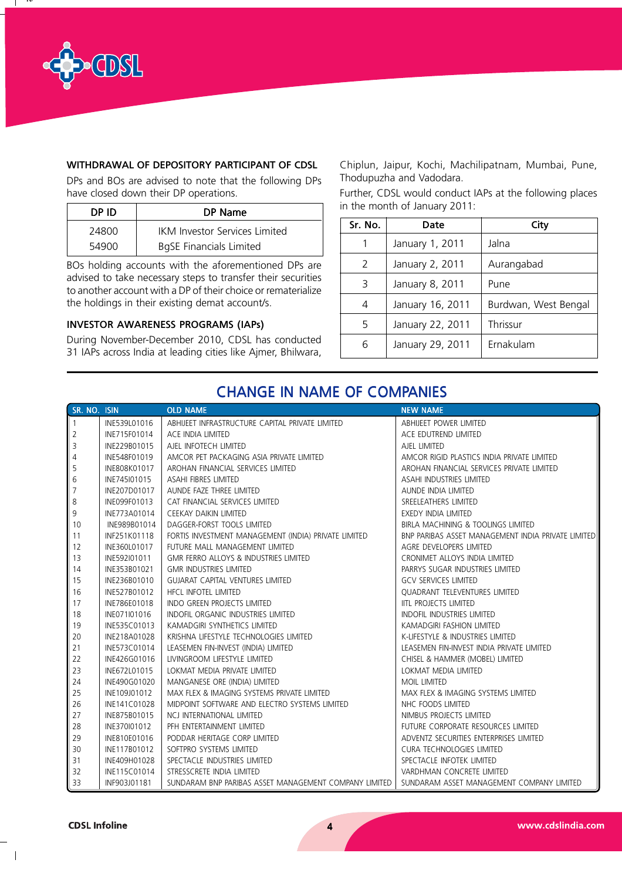## WITHDRAWAL OF DEPOSITORY PARTICIPANT OF CDSL

DPs and BOs are advised to note that the following DPs have closed down their DP operations.

| DP ID | DP Name |
|---|---|
| 24800 | IKM Investor Services Limited |
| 54900 | BgSE Financials Limited |

BOs holding accounts with the aforementioned DPs are advised to take necessary steps to transfer their securities to another account with a DP of their choice or rematerialize the holdings in their existing demat account/s.

## INVESTOR AWARENESS PROGRAMS (IAPs)

During November-December 2010, CDSL has conducted 31 IAPs across India at leading cities like Ajmer, Bhilwara, Chiplun, Jaipur, Kochi, Machilipatnam, Mumbai, Pune, Thodupuzha and Vadodara.

Further, CDSL would conduct IAPs at the following places in the month of January 2011:

| Sr. No. | Date | City |
|---|---|---|
| 1 | January 1, 2011 | Jalna |
| 2 | January 2, 2011 | Aurangabad |
| 3 | January 8, 2011 | Pune |
| 4 | January 16, 2011 | Burdwan, West Bengal |
| 5 | January 22, 2011 | Thrissur |
| 6 | January 29, 2011 | Ernakulam |

## CHANGE IN NAME OF COMPANIES

| SR. NO. | ISIN | OLD NAME | NEW NAME |
|---|---|---|---|
| 1 | INE539L01016 | ABHIJEET INFRASTRUCTURE CAPITAL PRIVATE LIMITED | ABHIJEET POWER LIMITED |
| 2 | INE715F01014 | ACE INDIA LIMITED | ACE EDUTREND LIMITED |
| 3 | INE229B01015 | AJEL INFOTECH LIMITED | AJEL LIMITED |
| 4 | INE548F01019 | AMCOR PET PACKAGING ASIA PRIVATE LIMITED | AMCOR RIGID PLASTICS INDIA PRIVATE LIMITED |
| 5 | INE808K01017 | AROHAN FINANCIAL SERVICES LIMITED | AROHAN FINANCIAL SERVICES PRIVATE LIMITED |
| 6 | INE745I01015 | ASAHI FIBRES LIMITED | ASAHI INDUSTRIES LIMITED |
| 7 | INE207D01017 | AUNDE FAZE THREE LIMITED | AUNDE INDIA LIMITED |
| 8 | INE099F01013 | CAT FINANCIAL SERVICES LIMITED | SREELEATHERS LIMITED |
| 9 | INE773A01014 | CEEKAY DAIKIN LIMITED | EXEDY INDIA LIMITED |
| 10 | INE989B01014 | DAGGER-FORST TOOLS LIMITED | BIRLA MACHINING & TOOLINGS LIMITED |
| 11 | INF251K01118 | FORTIS INVESTMENT MANAGEMENT (INDIA) PRIVATE LIMITED | BNP PARIBAS ASSET MANAGEMENT INDIA PRIVATE LIMITED |
| 12 | INE360L01017 | FUTURE MALL MANAGEMENT LIMITED | AGRE DEVELOPERS LIMITED |
| 13 | INE592I01011 | GMR FERRO ALLOYS & INDUSTRIES LIMITED | CRONIMET ALLOYS INDIA LIMITED |
| 14 | INE353B01021 | GMR INDUSTRIES LIMITED | PARRYS SUGAR INDUSTRIES LIMITED |
| 15 | INE236B01010 | GUJARAT CAPITAL VENTURES LIMITED | GCV SERVICES LIMITED |
| 16 | INE527B01012 | HFCL INFOTEL LIMITED | QUADRANT TELEVENTURES LIMITED |
| 17 | INE786E01018 | INDO GREEN PROJECTS LIMITED | IITL PROJECTS LIMITED |
| 18 | INE071I01016 | INDOFIL ORGANIC INDUSTRIES LIMITED | INDOFIL INDUSTRIES LIMITED |
| 19 | INE535C01013 | KAMADGIRI SYNTHETICS LIMITED | KAMADGIRI FASHION LIMITED |
| 20 | INE218A01028 | KRISHNA LIFESTYLE TECHNOLOGIES LIMITED | K-LIFESTYLE & INDUSTRIES LIMITED |
| 21 | INE573C01014 | LEASEMEN FIN-INVEST (INDIA) LIMITED | LEASEMEN FIN-INVEST INDIA PRIVATE LIMITED |
| 22 | INE426G01016 | LIVINGROOM LIFESTYLE LIMITED | CHISEL & HAMMER (MOBEL) LIMITED |
| 23 | INE672L01015 | LOKMAT MEDIA PRIVATE LIMITED | LOKMAT MEDIA LIMITED |
| 24 | INE490G01020 | MANGANESE ORE (INDIA) LIMITED | MOIL LIMITED |
| 25 | INE109J01012 | MAX FLEX & IMAGING SYSTEMS PRIVATE LIMITED | MAX FLEX & IMAGING SYSTEMS LIMITED |
| 26 | INE141C01028 | MIDPOINT SOFTWARE AND ELECTRO SYSTEMS LIMITED | NHC FOODS LIMITED |
| 27 | INE875B01015 | NCJ INTERNATIONAL LIMITED | NIMBUS PROJECTS LIMITED |
| 28 | INE370I01012 | PFH ENTERTAINMENT LIMITED | FUTURE CORPORATE RESOURCES LIMITED |
| 29 | INE810E01016 | PODDAR HERITAGE CORP LIMITED | ADVENTZ SECURITIES ENTERPRISES LIMITED |
| 30 | INE117B01012 | SOFTPRO SYSTEMS LIMITED | CURA TECHNOLOGIES LIMITED |
| 31 | INE409H01028 | SPECTACLE INDUSTRIES LIMITED | SPECTACLE INFOTEK LIMITED |
| 32 | INE115C01014 | STRESSCRETE INDIA LIMITED | VARDHMAN CONCRETE LIMITED |
| 33 | INF903J01181 | SUNDARAM BNP PARIBAS ASSET MANAGEMENT COMPANY LIMITED | SUNDARAM ASSET MANAGEMENT COMPANY LIMITED |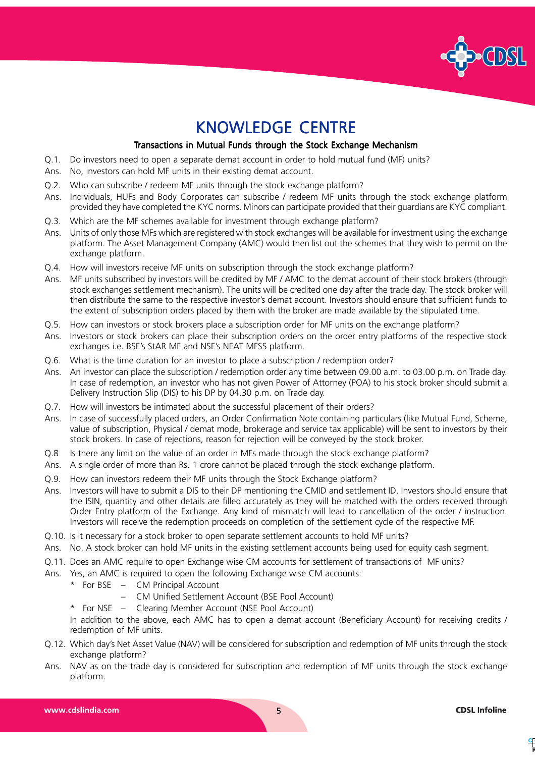# KNOWLEDGE CENTRE

## Transactions in Mutual Funds through the Stock Exchange Mechanism

Q.1. Do investors need to open a separate demat account in order to hold mutual fund (MF) units?

Ans. No, investors can hold MF units in their existing demat account.

Q.2. Who can subscribe / redeem MF units through the stock exchange platform?

Ans. Individuals, HUFs and Body Corporates can subscribe / redeem MF units through the stock exchange platform provided they have completed the KYC norms. Minors can participate provided that their guardians are KYC compliant.

Q.3. Which are the MF schemes available for investment through exchange platform?

Ans. Units of only those MFs which are registered with stock exchanges will be available for investment using the exchange platform. The Asset Management Company (AMC) would then list out the schemes that they wish to permit on the exchange platform.

Q.4. How will investors receive MF units on subscription through the stock exchange platform?

Ans. MF units subscribed by investors will be credited by MF / AMC to the demat account of their stock brokers (through stock exchanges settlement mechanism). The units will be credited one day after the trade day. The stock broker will then distribute the same to the respective investor's demat account. Investors should ensure that sufficient funds to the extent of subscription orders placed by them with the broker are made available by the stipulated time.

Q.5. How can investors or stock brokers place a subscription order for MF units on the exchange platform?

Ans. Investors or stock brokers can place their subscription orders on the order entry platforms of the respective stock exchanges i.e. BSE's StAR MF and NSE's NEAT MFSS platform.

Q.6. What is the time duration for an investor to place a subscription / redemption order?

Ans. An investor can place the subscription / redemption order any time between 09.00 a.m. to 03.00 p.m. on Trade day. In case of redemption, an investor who has not given Power of Attorney (POA) to his stock broker should submit a Delivery Instruction Slip (DIS) to his DP by 04.30 p.m. on Trade day.

Q.7. How will investors be intimated about the successful placement of their orders?

Ans. In case of successfully placed orders, an Order Confirmation Note containing particulars (like Mutual Fund, Scheme, value of subscription, Physical / demat mode, brokerage and service tax applicable) will be sent to investors by their stock brokers. In case of rejections, reason for rejection will be conveyed by the stock broker.

Q.8 Is there any limit on the value of an order in MFs made through the stock exchange platform?

Ans. A single order of more than Rs. 1 crore cannot be placed through the stock exchange platform.

Q.9. How can investors redeem their MF units through the Stock Exchange platform?

Ans. Investors will have to submit a DIS to their DP mentioning the CMID and settlement ID. Investors should ensure that the ISIN, quantity and other details are filled accurately as they will be matched with the orders received through Order Entry platform of the Exchange. Any kind of mismatch will lead to cancellation of the order / instruction. Investors will receive the redemption proceeds on completion of the settlement cycle of the respective MF.

Q.10. Is it necessary for a stock broker to open separate settlement accounts to hold MF units?

Ans. No. A stock broker can hold MF units in the existing settlement accounts being used for equity cash segment.

Q.11. Does an AMC require to open Exchange wise CM accounts for settlement of transactions of MF units?

Ans. Yes, an AMC is required to open the following Exchange wise CM accounts:

* For BSE – CM Principal Account
  – CM Unified Settlement Account (BSE Pool Account)
* For NSE – Clearing Member Account (NSE Pool Account)

In addition to the above, each AMC has to open a demat account (Beneficiary Account) for receiving credits / redemption of MF units.

Q.12. Which day's Net Asset Value (NAV) will be considered for subscription and redemption of MF units through the stock exchange platform?

Ans. NAV as on the trade day is considered for subscription and redemption of MF units through the stock exchange platform.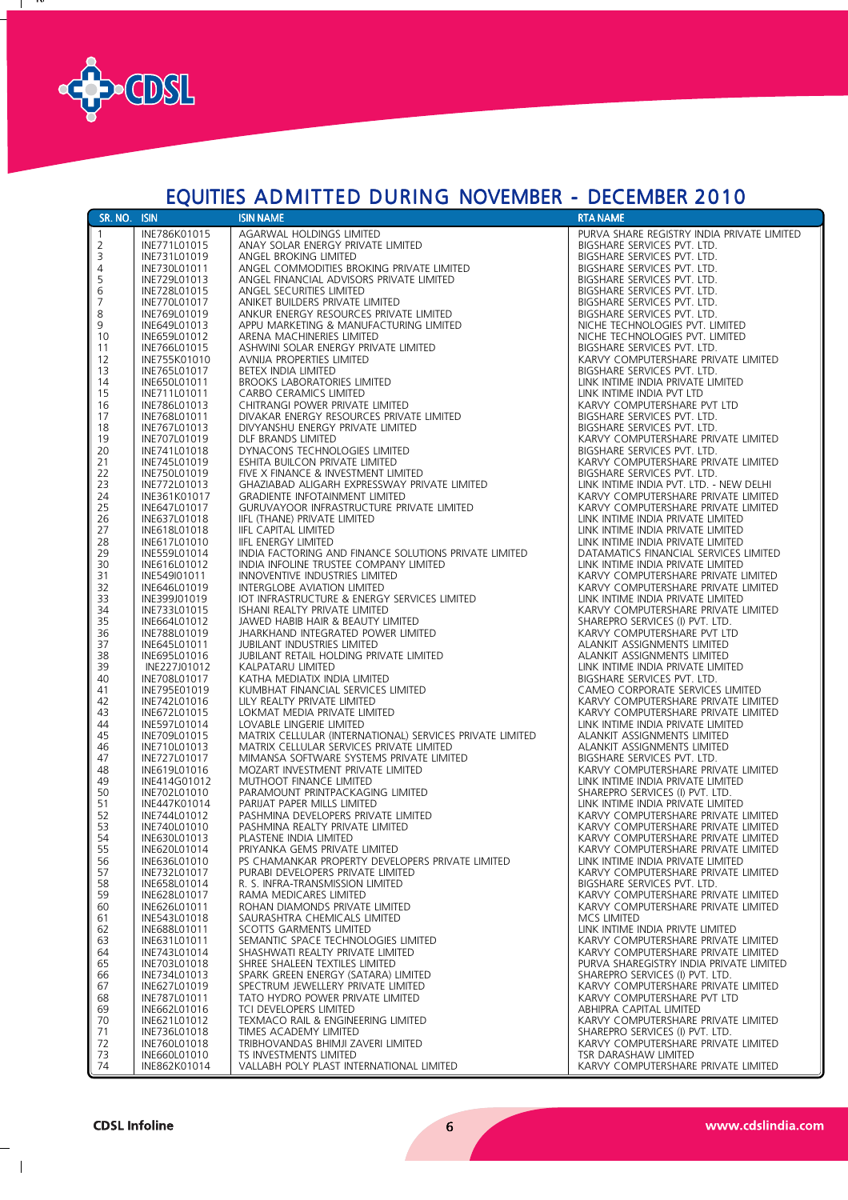# EQUITIES ADMITTED DURING NOVEMBER - DECEMBER 2010

| SR. NO. | ISIN | ISIN NAME | RTA NAME |
|---|---|---|---|
| 1 | INE786K01015 | AGARWAL HOLDINGS LIMITED | PURVA SHARE REGISTRY INDIA PRIVATE LIMITED |
| 2 | INE771L01015 | ANAY SOLAR ENERGY PRIVATE LIMITED | BIGSHARE SERVICES PVT. LTD. |
| 3 | INE731L01019 | ANGEL BROKING LIMITED | BIGSHARE SERVICES PVT. LTD. |
| 4 | INE730L01011 | ANGEL COMMODITIES BROKING PRIVATE LIMITED | BIGSHARE SERVICES PVT. LTD. |
| 5 | INE729L01013 | ANGEL FINANCIAL ADVISORS PRIVATE LIMITED | BIGSHARE SERVICES PVT. LTD. |
| 6 | INE728L01015 | ANGEL SECURITIES LIMITED | BIGSHARE SERVICES PVT. LTD. |
| 7 | INE770L01017 | ANIKET BUILDERS PRIVATE LIMITED | BIGSHARE SERVICES PVT. LTD. |
| 8 | INE769L01019 | ANKUR ENERGY RESOURCES PRIVATE LIMITED | BIGSHARE SERVICES PVT. LTD. |
| 9 | INE649L01013 | APPU MARKETING & MANUFACTURING LIMITED | NICHE TECHNOLOGIES PVT. LIMITED |
| 10 | INE659L01012 | ARENA MACHINERIES LIMITED | NICHE TECHNOLOGIES PVT. LIMITED |
| 11 | INE766L01015 | ASHWINI SOLAR ENERGY PRIVATE LIMITED | BIGSHARE SERVICES PVT. LTD. |
| 12 | INE755K01010 | AVNIJA PROPERTIES LIMITED | KARVY COMPUTERSHARE PRIVATE LIMITED |
| 13 | INE765L01017 | BETEX INDIA LIMITED | BIGSHARE SERVICES PVT. LTD. |
| 14 | INE650L01011 | BROOKS LABORATORIES LIMITED | LINK INTIME INDIA PRIVATE LIMITED |
| 15 | INE711L01011 | CARBO CERAMICS LIMITED | LINK INTIME INDIA PVT LTD |
| 16 | INE786L01013 | CHITRANGI POWER PRIVATE LIMITED | KARVY COMPUTERSHARE PVT LTD |
| 17 | INE768L01011 | DIVAKAR ENERGY RESOURCES PRIVATE LIMITED | BIGSHARE SERVICES PVT. LTD. |
| 18 | INE767L01013 | DIVYANSHU ENERGY PRIVATE LIMITED | BIGSHARE SERVICES PVT. LTD. |
| 19 | INE707L01019 | DLF BRANDS LIMITED | KARVY COMPUTERSHARE PRIVATE LIMITED |
| 20 | INE741L01018 | DYNACONS TECHNOLOGIES LIMITED | BIGSHARE SERVICES PVT. LTD. |
| 21 | INE745L01019 | ESHITA BUILCON PRIVATE LIMITED | KARVY COMPUTERSHARE PRIVATE LIMITED |
| 22 | INE750L01019 | FIVE X FINANCE & INVESTMENT LIMITED | BIGSHARE SERVICES PVT. LTD. |
| 23 | INE772L01013 | GHAZIABAD ALIGARH EXPRESSWAY PRIVATE LIMITED | LINK INTIME INDIA PVT. LTD. - NEW DELHI |
| 24 | INE361K01017 | GRADIENTE INFOTAINMENT LIMITED | KARVY COMPUTERSHARE PRIVATE LIMITED |
| 25 | INE647L01017 | GURUVAYOOR INFRASTRUCTURE PRIVATE LIMITED | KARVY COMPUTERSHARE PRIVATE LIMITED |
| 26 | INE637L01018 | IIFL (THANE) PRIVATE LIMITED | LINK INTIME INDIA PRIVATE LIMITED |
| 27 | INE618L01018 | IIFL CAPITAL LIMITED | LINK INTIME INDIA PRIVATE LIMITED |
| 28 | INE617L01010 | IIFL ENERGY LIMITED | LINK INTIME INDIA PRIVATE LIMITED |
| 29 | INE559L01014 | INDIA FACTORING AND FINANCE SOLUTIONS PRIVATE LIMITED | DATAMATICS FINANCIAL SERVICES LIMITED |
| 30 | INE616L01012 | INDIA INFOLINE TRUSTEE COMPANY LIMITED | LINK INTIME INDIA PRIVATE LIMITED |
| 31 | INE549I01011 | INNOVENTIVE INDUSTRIES LIMITED | KARVY COMPUTERSHARE PRIVATE LIMITED |
| 32 | INE646L01019 | INTERGLOBE AVIATION LIMITED | KARVY COMPUTERSHARE PRIVATE LIMITED |
| 33 | INE399J01019 | IOT INFRASTRUCTURE & ENERGY SERVICES LIMITED | LINK INTIME INDIA PRIVATE LIMITED |
| 34 | INE733L01015 | ISHANI REALTY PRIVATE LIMITED | KARVY COMPUTERSHARE PRIVATE LIMITED |
| 35 | INE664L01012 | JAWED HABIB HAIR & BEAUTY LIMITED | SHAREPRO SERVICES (I) PVT. LTD. |
| 36 | INE788L01019 | JHARKHAND INTEGRATED POWER LIMITED | KARVY COMPUTERSHARE PVT LTD |
| 37 | INE645L01011 | JUBILANT INDUSTRIES LIMITED | ALANKIT ASSIGNMENTS LIMITED |
| 38 | INE695L01016 | JUBILANT RETAIL HOLDING PRIVATE LIMITED | ALANKIT ASSIGNMENTS LIMITED |
| 39 | INE227J01012 | KALPATARU LIMITED | LINK INTIME INDIA PRIVATE LIMITED |
| 40 | INE708L01017 | KATHA MEDIATIX INDIA LIMITED | BIGSHARE SERVICES PVT. LTD. |
| 41 | INE795E01019 | KUMBHAT FINANCIAL SERVICES LIMITED | CAMEO CORPORATE SERVICES LIMITED |
| 42 | INE742L01016 | LILY REALTY PRIVATE LIMITED | KARVY COMPUTERSHARE PRIVATE LIMITED |
| 43 | INE672L01015 | LOKMAT MEDIA PRIVATE LIMITED | KARVY COMPUTERSHARE PRIVATE LIMITED |
| 44 | INE597L01014 | LOVABLE LINGERIE LIMITED | LINK INTIME INDIA PRIVATE LIMITED |
| 45 | INE709L01015 | MATRIX CELLULAR (INTERNATIONAL) SERVICES PRIVATE LIMITED | ALANKIT ASSIGNMENTS LIMITED |
| 46 | INE710L01013 | MATRIX CELLULAR SERVICES PRIVATE LIMITED | ALANKIT ASSIGNMENTS LIMITED |
| 47 | INE727L01017 | MIMANSA SOFTWARE SYSTEMS PRIVATE LIMITED | BIGSHARE SERVICES PVT. LTD. |
| 48 | INE619L01016 | MOZART INVESTMENT PRIVATE LIMITED | KARVY COMPUTERSHARE PRIVATE LIMITED |
| 49 | INE414G01012 | MUTHOOT FINANCE LIMITED | LINK INTIME INDIA PRIVATE LIMITED |
| 50 | INE702L01010 | PARAMOUNT PRINTPACKAGING LIMITED | SHAREPRO SERVICES (I) PVT. LTD. |
| 51 | INE447K01014 | PARIJAT PAPER MILLS LIMITED | LINK INTIME INDIA PRIVATE LIMITED |
| 52 | INE744L01012 | PASHMINA DEVELOPERS PRIVATE LIMITED | KARVY COMPUTERSHARE PRIVATE LIMITED |
| 53 | INE740L01010 | PASHMINA REALTY PRIVATE LIMITED | KARVY COMPUTERSHARE PRIVATE LIMITED |
| 54 | INE630L01013 | PLASTENE INDIA LIMITED | KARVY COMPUTERSHARE PRIVATE LIMITED |
| 55 | INE620L01014 | PRIYANKA GEMS PRIVATE LIMITED | KARVY COMPUTERSHARE PRIVATE LIMITED |
| 56 | INE636L01010 | PS CHAMANKAR PROPERTY DEVELOPERS PRIVATE LIMITED | LINK INTIME INDIA PRIVATE LIMITED |
| 57 | INE732L01017 | PURABI DEVELOPERS PRIVATE LIMITED | KARVY COMPUTERSHARE PRIVATE LIMITED |
| 58 | INE658L01014 | R. S. INFRA-TRANSMISSION LIMITED | BIGSHARE SERVICES PVT. LTD. |
| 59 | INE628L01017 | RAMA MEDICARES LIMITED | KARVY COMPUTERSHARE PRIVATE LIMITED |
| 60 | INE626L01011 | ROHAN DIAMONDS PRIVATE LIMITED | KARVY COMPUTERSHARE PRIVATE LIMITED |
| 61 | INE543L01018 | SAURASHTRA CHEMICALS LIMITED | MCS LIMITED |
| 62 | INE688L01011 | SCOTTS GARMENTS LIMITED | LINK INTIME INDIA PRIVTE LIMITED |
| 63 | INE631L01011 | SEMANTIC SPACE TECHNOLOGIES LIMITED | KARVY COMPUTERSHARE PRIVATE LIMITED |
| 64 | INE743L01014 | SHASHWATI REALTY PRIVATE LIMITED | KARVY COMPUTERSHARE PRIVATE LIMITED |
| 65 | INE703L01018 | SHREE SHALEEN TEXTILES LIMITED | PURVA SHAREGISTRY INDIA PRIVATE LIMITED |
| 66 | INE734L01013 | SPARK GREEN ENERGY (SATARA) LIMITED | SHAREPRO SERVICES (I) PVT. LTD. |
| 67 | INE627L01019 | SPECTRUM JEWELLERY PRIVATE LIMITED | KARVY COMPUTERSHARE PRIVATE LIMITED |
| 68 | INE787L01011 | TATO HYDRO POWER PRIVATE LIMITED | KARVY COMPUTERSHARE PVT LTD |
| 69 | INE662L01016 | TCI DEVELOPERS LIMITED | ABHIPRA CAPITAL LIMITED |
| 70 | INE621L01012 | TEXMACO RAIL & ENGINEERING LIMITED | KARVY COMPUTERSHARE PRIVATE LIMITED |
| 71 | INE736L01018 | TIMES ACADEMY LIMITED | SHAREPRO SERVICES (I) PVT. LTD. |
| 72 | INE760L01018 | TRIBHOVANDAS BHIMJI ZAVERI LIMITED | KARVY COMPUTERSHARE PRIVATE LIMITED |
| 73 | INE660L01010 | TS INVESTMENTS LIMITED | TSR DARASHAW LIMITED |
| 74 | INE862K01014 | VALLABH POLY PLAST INTERNATIONAL LIMITED | KARVY COMPUTERSHARE PRIVATE LIMITED |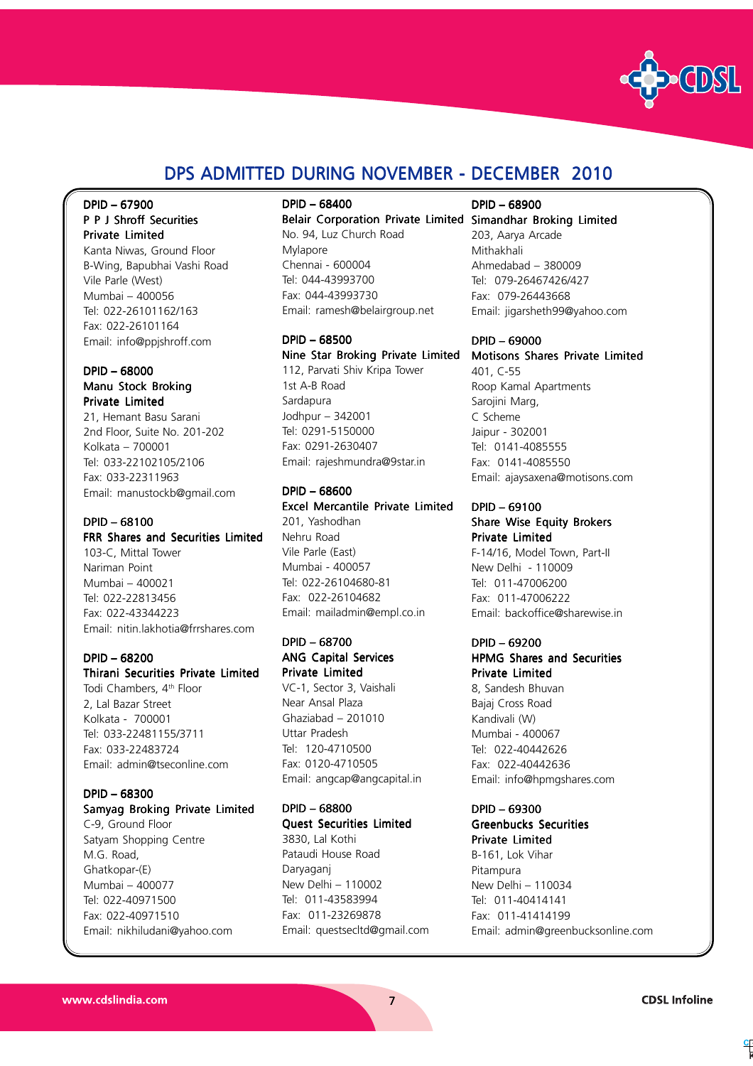# DPS ADMITTED DURING NOVEMBER - DECEMBER 2010

**DPID – 67900**
**P P J Shroff Securities Private Limited**
Kanta Niwas, Ground Floor
B-Wing, Bapubhai Vashi Road
Vile Parle (West)
Mumbai – 400056
Tel: 022-26101162/163
Fax: 022-26101164
Email: info@ppjshroff.com

**DPID – 68000**
**Manu Stock Broking Private Limited**
21, Hemant Basu Sarani
2nd Floor, Suite No. 201-202
Kolkata – 700001
Tel: 033-22102105/2106
Fax: 033-22311963
Email: manustockb@gmail.com

**DPID – 68100**
**FRR Shares and Securities Limited**
103-C, Mittal Tower
Nariman Point
Mumbai – 400021
Tel: 022-22813456
Fax: 022-43344223
Email: nitin.lakhotia@frrshares.com

**DPID – 68200**
**Thirani Securities Private Limited**
Todi Chambers, 4th Floor
2, Lal Bazar Street
Kolkata - 700001
Tel: 033-22481155/3711
Fax: 033-22483724
Email: admin@tseconline.com

**DPID – 68300**
**Samyag Broking Private Limited**
C-9, Ground Floor
Satyam Shopping Centre
M.G. Road,
Ghatkopar-(E)
Mumbai – 400077
Tel: 022-40971500
Fax: 022-40971510
Email: nikhiludani@yahoo.com

**DPID – 68400**
**Belair Corporation Private Limited**
No. 94, Luz Church Road
Mylapore
Chennai - 600004
Tel: 044-43993700
Fax: 044-43993730
Email: ramesh@belairgroup.net

**DPID – 68500**
**Nine Star Broking Private Limited**
112, Parvati Shiv Kripa Tower
1st A-B Road
Sardapura
Jodhpur – 342001
Tel: 0291-5150000
Fax: 0291-2630407
Email: rajeshmundra@9star.in

**DPID – 68600**
**Excel Mercantile Private Limited**
201, Yashodhan
Nehru Road
Vile Parle (East)
Mumbai - 400057
Tel: 022-26104680-81
Fax: 022-26104682
Email: mailadmin@empl.co.in

**DPID – 68700**
**ANG Capital Services Private Limited**
VC-1, Sector 3, Vaishali
Near Ansal Plaza
Ghaziabad – 201010
Uttar Pradesh
Tel: 120-4710500
Fax: 0120-4710505
Email: angcap@angcapital.in

**DPID – 68800**
**Quest Securities Limited**
3830, Lal Kothi
Pataudi House Road
Daryaganj
New Delhi – 110002
Tel: 011-43583994
Fax: 011-23269878
Email: questsecltd@gmail.com

**DPID – 68900**
**Simandhar Broking Limited**
203, Aarya Arcade
Mithakhali
Ahmedabad – 380009
Tel: 079-26467426/427
Fax: 079-26443668
Email: jigarsheth99@yahoo.com

**DPID – 69000**
**Motisons Shares Private Limited**
401, C-55
Roop Kamal Apartments
Sarojini Marg,
C Scheme
Jaipur - 302001
Tel: 0141-4085555
Fax: 0141-4085550
Email: ajaysaxena@motisons.com

**DPID – 69100**
**Share Wise Equity Brokers Private Limited**
F-14/16, Model Town, Part-II
New Delhi - 110009
Tel: 011-47006200
Fax: 011-47006222
Email: backoffice@sharewise.in

**DPID – 69200**
**HPMG Shares and Securities Private Limited**
8, Sandesh Bhuvan
Bajaj Cross Road
Kandivali (W)
Mumbai - 400067
Tel: 022-40442626
Fax: 022-40442636
Email: info@hpmgshares.com

**DPID – 69300**
**Greenbucks Securities Private Limited**
B-161, Lok Vihar
Pitampura
New Delhi – 110034
Tel: 011-40414141
Fax: 011-41414199
Email: admin@greenbucksonline.com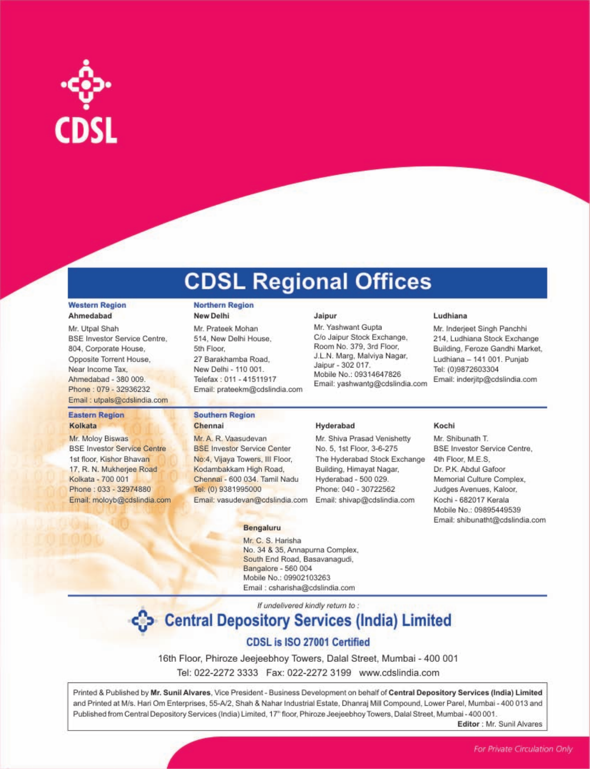CDSL

# CDSL Regional Offices

## Western Region

### Ahmedabad

Mr. Utpal Shah
BSE Investor Service Centre,
804, Corporate House,
Opposite Torrent House,
Near Income Tax,
Ahmedabad - 380 009.
Phone : 079 - 32936232
Email : utpals@cdslindia.com

## Northern Region

### New Delhi

Mr. Prateek Mohan
514, New Delhi House,
5th Floor,
27 Barakhamba Road,
New Delhi - 110 001.
Telefax : 011 - 41511917
Email: prateekm@cdslindia.com

### Jaipur

Mr. Yashwant Gupta
C/o Jaipur Stock Exchange,
Room No. 379, 3rd Floor,
J.L.N. Marg, Malviya Nagar,
Jaipur - 302 017.
Mobile No.: 09314647826
Email: yashwantg@cdslindia.com

### Ludhiana

Mr. Inderjeet Singh Panchhi
214, Ludhiana Stock Exchange
Building, Feroze Gandhi Market,
Ludhiana – 141 001. Punjab
Tel: (0)9872603304
Email: inderjitp@cdslindia.com

## Eastern Region

### Kolkata

Mr. Moloy Biswas
BSE Investor Service Centre
1st floor, Kishor Bhavan
17, R. N. Mukherjee Road
Kolkata - 700 001
Phone : 033 - 32974880
Email: moloyb@cdslindia.com

## Southern Region

### Chennai

Mr. A. R. Vaasudevan
BSE Investor Service Center
No:4, Vijaya Towers, III Floor,
Kodambakkam High Road,
Chennai - 600 034. Tamil Nadu
Tel: (0) 9381995000
Email: vasudevan@cdslindia.com

### Hyderabad

Mr. Shiva Prasad Venishetty
No. 5, 1st Floor, 3-6-275
The Hyderabad Stock Exchange
Building, Himayat Nagar,
Hyderabad - 500 029.
Phone: 040 - 30722562
Email: shivap@cdslindia.com

### Kochi

Mr. Shibunath T.
BSE Investor Service Centre,
4th Floor, M.E.S,
Dr. P.K. Abdul Gafoor
Memorial Culture Complex,
Judges Avenues, Kaloor,
Kochi - 682017 Kerala
Mobile No.: 09895449539
Email: shibunatht@cdslindia.com

### Bengaluru

Mr. C. S. Harisha
No. 34 & 35, Annapurna Complex,
South End Road, Basavanagudi,
Bangalore - 560 004
Mobile No.: 09902103263
Email : csharisha@cdslindia.com

*If undelivered kindly return to :*

## Central Depository Services (India) Limited

**CDSL is ISO 27001 Certified**

16th Floor, Phiroze Jeejeebhoy Towers, Dalal Street, Mumbai - 400 001
Tel: 022-2272 3333 Fax: 022-2272 3199 www.cdslindia.com

Printed & Published by **Mr. Sunil Alvares**, Vice President - Business Development on behalf of **Central Depository Services (India) Limited** and Printed at M/s. Hari Om Enterprises, 55-A/2, Shah & Nahar Industrial Estate, Dhanraj Mill Compound, Lower Parel, Mumbai - 400 013 and Published from Central Depository Services (India) Limited, 17th floor, Phiroze Jeejeebhoy Towers, Dalal Street, Mumbai - 400 001.

**Editor** : Mr. Sunil Alvares

*For Private Circulation Only*